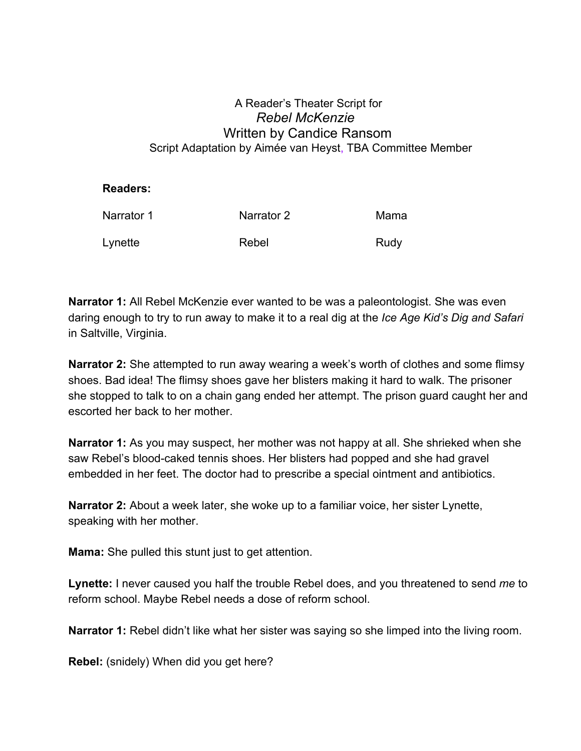A Reader's Theater Script for

# *Rebel McKenzie*

## Written by Candice Ransom

Script Adaptation by Aimée van Heyst, TBA Committee Member

**Readers:**

| Narrator 1 | Narrator 2 | Mama |
|---|---|---|
| Lynette | Rebel | Rudy |

**Narrator 1:** All Rebel McKenzie ever wanted to be was a paleontologist. She was even daring enough to try to run away to make it to a real dig at the *Ice Age Kid's Dig and Safari* in Saltville, Virginia.

**Narrator 2:** She attempted to run away wearing a week's worth of clothes and some flimsy shoes. Bad idea! The flimsy shoes gave her blisters making it hard to walk. The prisoner she stopped to talk to on a chain gang ended her attempt. The prison guard caught her and escorted her back to her mother.

**Narrator 1:** As you may suspect, her mother was not happy at all. She shrieked when she saw Rebel's blood-caked tennis shoes. Her blisters had popped and she had gravel embedded in her feet. The doctor had to prescribe a special ointment and antibiotics.

**Narrator 2:** About a week later, she woke up to a familiar voice, her sister Lynette, speaking with her mother.

**Mama:** She pulled this stunt just to get attention.

**Lynette:** I never caused you half the trouble Rebel does, and you threatened to send *me* to reform school. Maybe Rebel needs a dose of reform school.

**Narrator 1:** Rebel didn't like what her sister was saying so she limped into the living room.

**Rebel:** (snidely) When did you get here?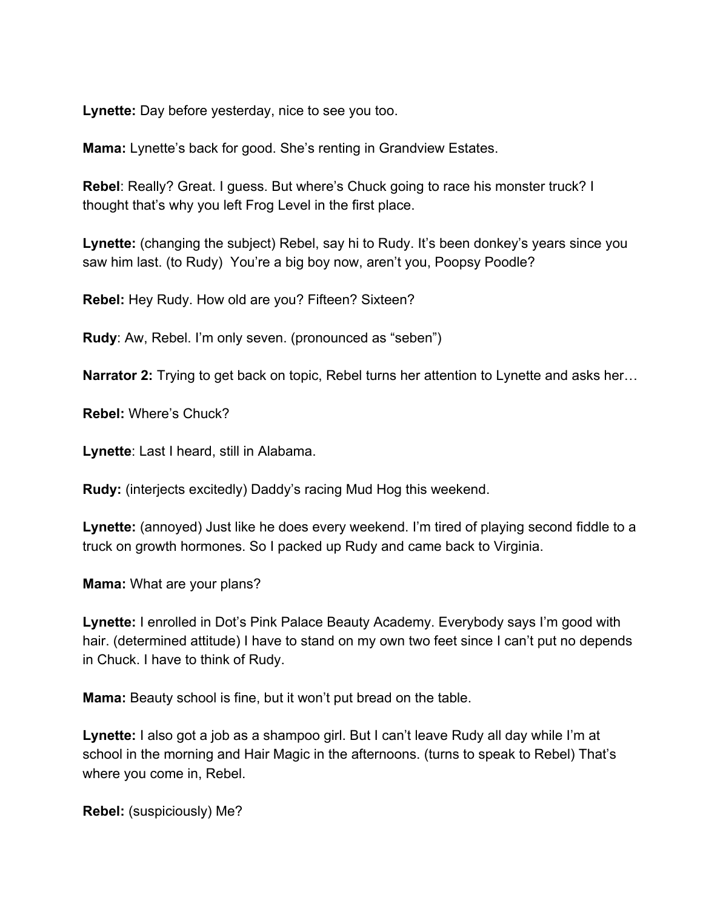**Lynette:** Day before yesterday, nice to see you too.

**Mama:** Lynette's back for good. She's renting in Grandview Estates.

**Rebel**: Really? Great. I guess. But where's Chuck going to race his monster truck? I thought that's why you left Frog Level in the first place.

**Lynette:** (changing the subject) Rebel, say hi to Rudy. It's been donkey's years since you saw him last. (to Rudy) You're a big boy now, aren't you, Poopsy Poodle?

**Rebel:** Hey Rudy. How old are you? Fifteen? Sixteen?

**Rudy**: Aw, Rebel. I'm only seven. (pronounced as "seben")

**Narrator 2:** Trying to get back on topic, Rebel turns her attention to Lynette and asks her…

**Rebel:** Where's Chuck?

**Lynette**: Last I heard, still in Alabama.

**Rudy:** (interjects excitedly) Daddy's racing Mud Hog this weekend.

**Lynette:** (annoyed) Just like he does every weekend. I'm tired of playing second fiddle to a truck on growth hormones. So I packed up Rudy and came back to Virginia.

**Mama:** What are your plans?

**Lynette:** I enrolled in Dot's Pink Palace Beauty Academy. Everybody says I'm good with hair. (determined attitude) I have to stand on my own two feet since I can't put no depends in Chuck. I have to think of Rudy.

**Mama:** Beauty school is fine, but it won't put bread on the table.

**Lynette:** I also got a job as a shampoo girl. But I can't leave Rudy all day while I'm at school in the morning and Hair Magic in the afternoons. (turns to speak to Rebel) That's where you come in, Rebel.

**Rebel:** (suspiciously) Me?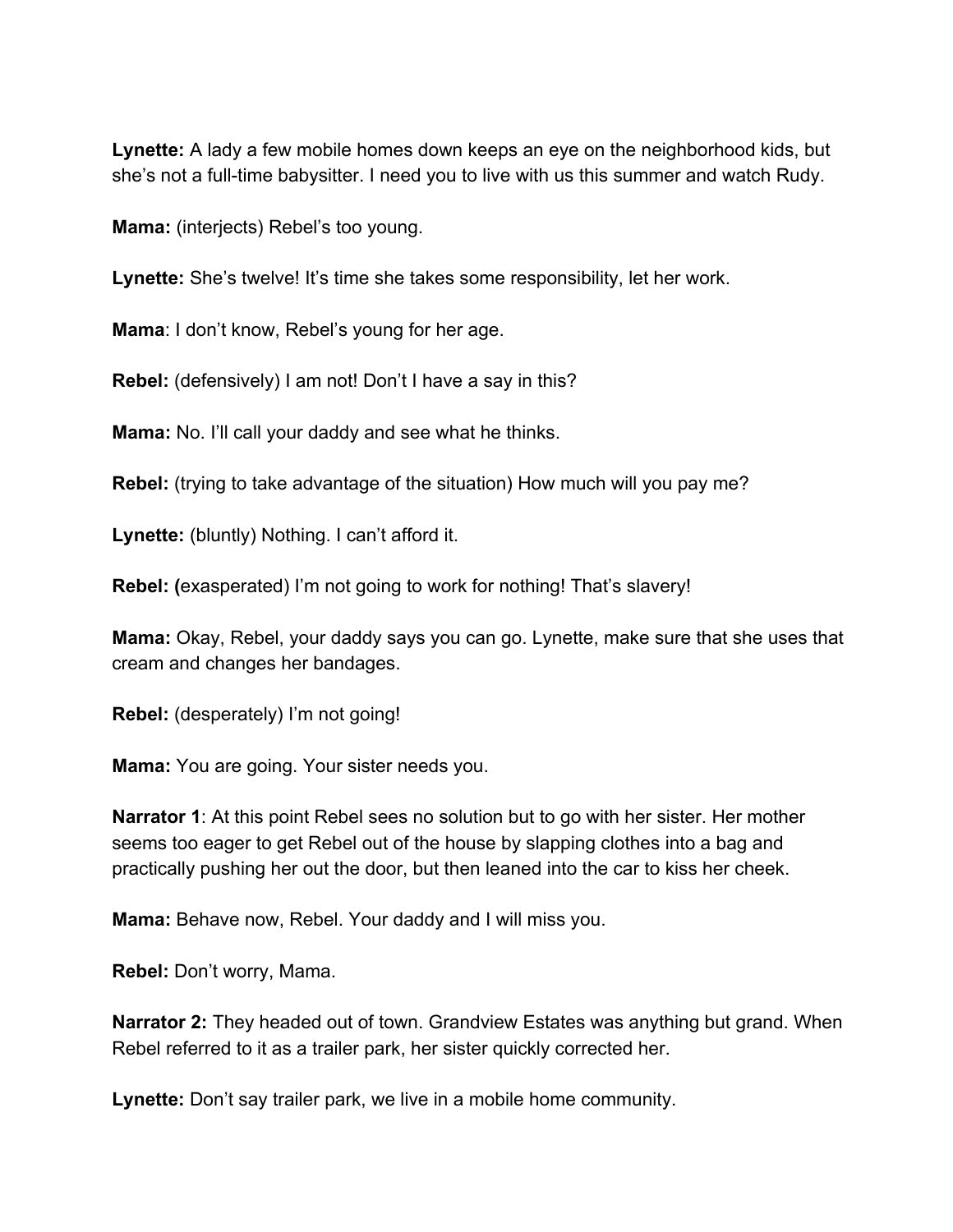**Lynette:** A lady a few mobile homes down keeps an eye on the neighborhood kids, but she's not a full-time babysitter. I need you to live with us this summer and watch Rudy.

**Mama:** (interjects) Rebel's too young.

**Lynette:** She's twelve! It's time she takes some responsibility, let her work.

**Mama**: I don't know, Rebel's young for her age.

**Rebel:** (defensively) I am not! Don't I have a say in this?

**Mama:** No. I'll call your daddy and see what he thinks.

**Rebel:** (trying to take advantage of the situation) How much will you pay me?

**Lynette:** (bluntly) Nothing. I can't afford it.

**Rebel:** **(**exasperated) I'm not going to work for nothing! That's slavery!

**Mama:** Okay, Rebel, your daddy says you can go. Lynette, make sure that she uses that cream and changes her bandages.

**Rebel:** (desperately) I'm not going!

**Mama:** You are going. Your sister needs you.

**Narrator 1**: At this point Rebel sees no solution but to go with her sister. Her mother seems too eager to get Rebel out of the house by slapping clothes into a bag and practically pushing her out the door, but then leaned into the car to kiss her cheek.

**Mama:** Behave now, Rebel. Your daddy and I will miss you.

**Rebel:** Don't worry, Mama.

**Narrator 2:** They headed out of town. Grandview Estates was anything but grand. When Rebel referred to it as a trailer park, her sister quickly corrected her.

**Lynette:** Don't say trailer park, we live in a mobile home community.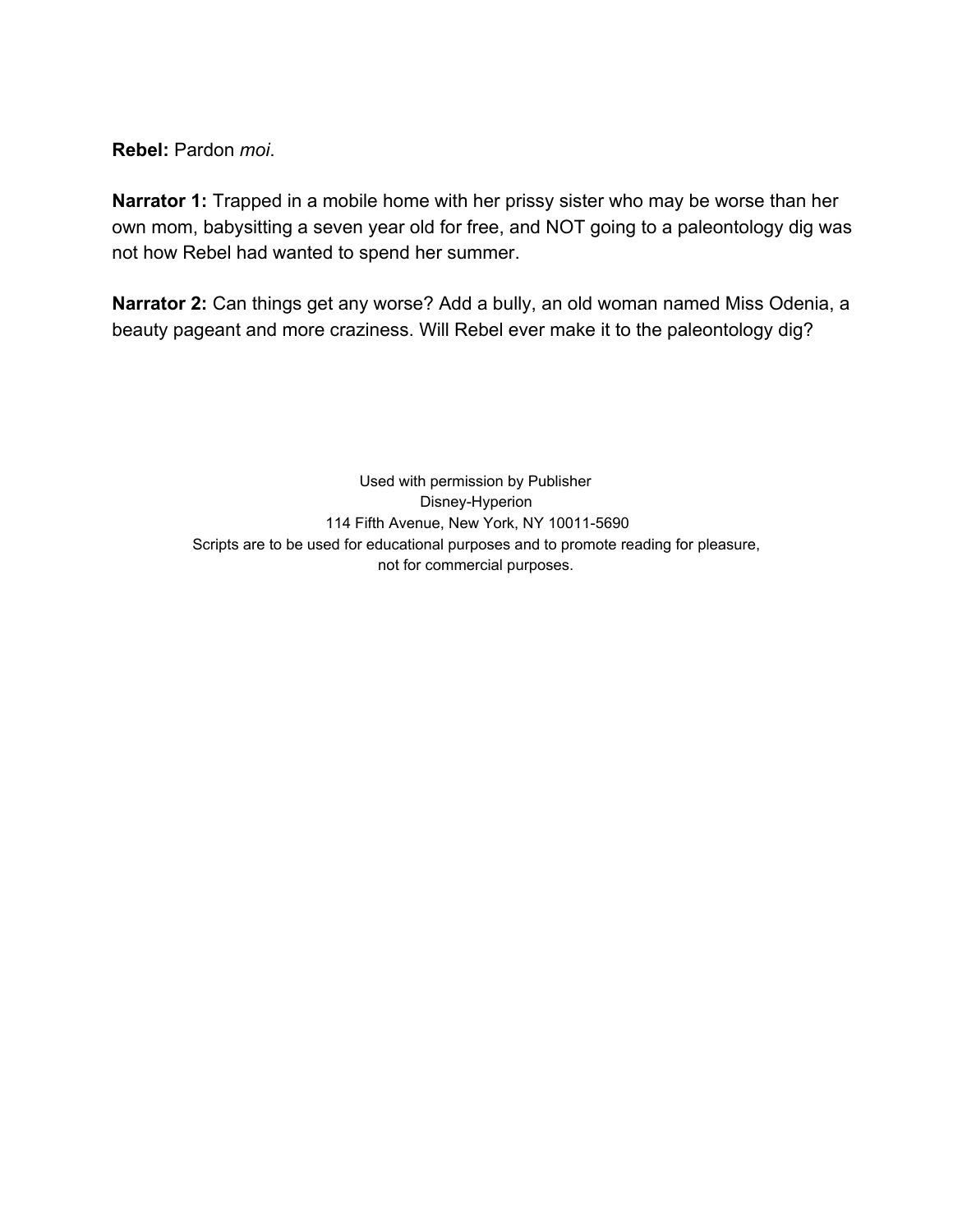**Rebel:** Pardon *moi*.

**Narrator 1:** Trapped in a mobile home with her prissy sister who may be worse than her own mom, babysitting a seven year old for free, and NOT going to a paleontology dig was not how Rebel had wanted to spend her summer.

**Narrator 2:** Can things get any worse? Add a bully, an old woman named Miss Odenia, a beauty pageant and more craziness. Will Rebel ever make it to the paleontology dig?

Used with permission by Publisher
Disney-Hyperion
114 Fifth Avenue, New York, NY 10011-5690
Scripts are to be used for educational purposes and to promote reading for pleasure,
not for commercial purposes.